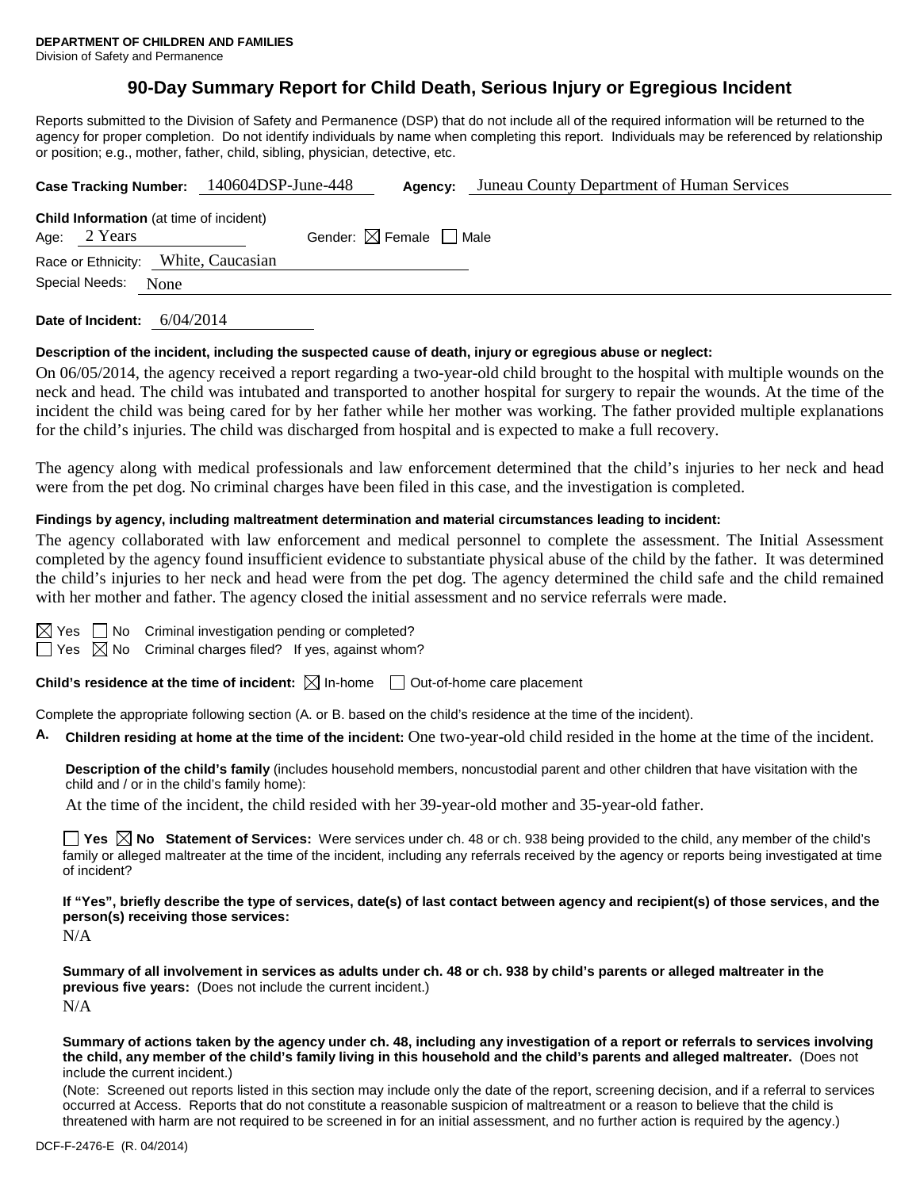**DEPARTMENT OF CHILDREN AND FAMILIES**
Division of Safety and Permanence

# 90-Day Summary Report for Child Death, Serious Injury or Egregious Incident

Reports submitted to the Division of Safety and Permanence (DSP) that do not include all of the required information will be returned to the agency for proper completion. Do not identify individuals by name when completing this report. Individuals may be referenced by relationship or position; e.g., mother, father, child, sibling, physician, detective, etc.

**Case Tracking Number:** 140604DSP-June-448 **Agency:** Juneau County Department of Human Services

**Child Information** (at time of incident)
Age: 2 Years Gender: ☒ Female ☐ Male
Race or Ethnicity: White, Caucasian
Special Needs: None

**Date of Incident:** 6/04/2014

**Description of the incident, including the suspected cause of death, injury or egregious abuse or neglect:**

On 06/05/2014, the agency received a report regarding a two-year-old child brought to the hospital with multiple wounds on the neck and head. The child was intubated and transported to another hospital for surgery to repair the wounds. At the time of the incident the child was being cared for by her father while her mother was working. The father provided multiple explanations for the child's injuries. The child was discharged from hospital and is expected to make a full recovery.

The agency along with medical professionals and law enforcement determined that the child's injuries to her neck and head were from the pet dog. No criminal charges have been filed in this case, and the investigation is completed.

**Findings by agency, including maltreatment determination and material circumstances leading to incident:**

The agency collaborated with law enforcement and medical personnel to complete the assessment. The Initial Assessment completed by the agency found insufficient evidence to substantiate physical abuse of the child by the father. It was determined the child's injuries to her neck and head were from the pet dog. The agency determined the child safe and the child remained with her mother and father. The agency closed the initial assessment and no service referrals were made.

☒ Yes ☐ No Criminal investigation pending or completed?
☐ Yes ☒ No Criminal charges filed? If yes, against whom?

**Child's residence at the time of incident:** ☒ In-home ☐ Out-of-home care placement

Complete the appropriate following section (A. or B. based on the child's residence at the time of the incident).

**A. Children residing at home at the time of the incident:** One two-year-old child resided in the home at the time of the incident.

**Description of the child's family** (includes household members, noncustodial parent and other children that have visitation with the child and / or in the child's family home):

At the time of the incident, the child resided with her 39-year-old mother and 35-year-old father.

☐ **Yes** ☒ **No Statement of Services:** Were services under ch. 48 or ch. 938 being provided to the child, any member of the child's family or alleged maltreater at the time of the incident, including any referrals received by the agency or reports being investigated at time of incident?

**If "Yes", briefly describe the type of services, date(s) of last contact between agency and recipient(s) of those services, and the person(s) receiving those services:**

N/A

**Summary of all involvement in services as adults under ch. 48 or ch. 938 by child's parents or alleged maltreater in the previous five years:** (Does not include the current incident.)

N/A

**Summary of actions taken by the agency under ch. 48, including any investigation of a report or referrals to services involving the child, any member of the child's family living in this household and the child's parents and alleged maltreater.** (Does not include the current incident.)

(Note: Screened out reports listed in this section may include only the date of the report, screening decision, and if a referral to services occurred at Access. Reports that do not constitute a reasonable suspicion of maltreatment or a reason to believe that the child is threatened with harm are not required to be screened in for an initial assessment, and no further action is required by the agency.)

DCF-F-2476-E (R. 04/2014)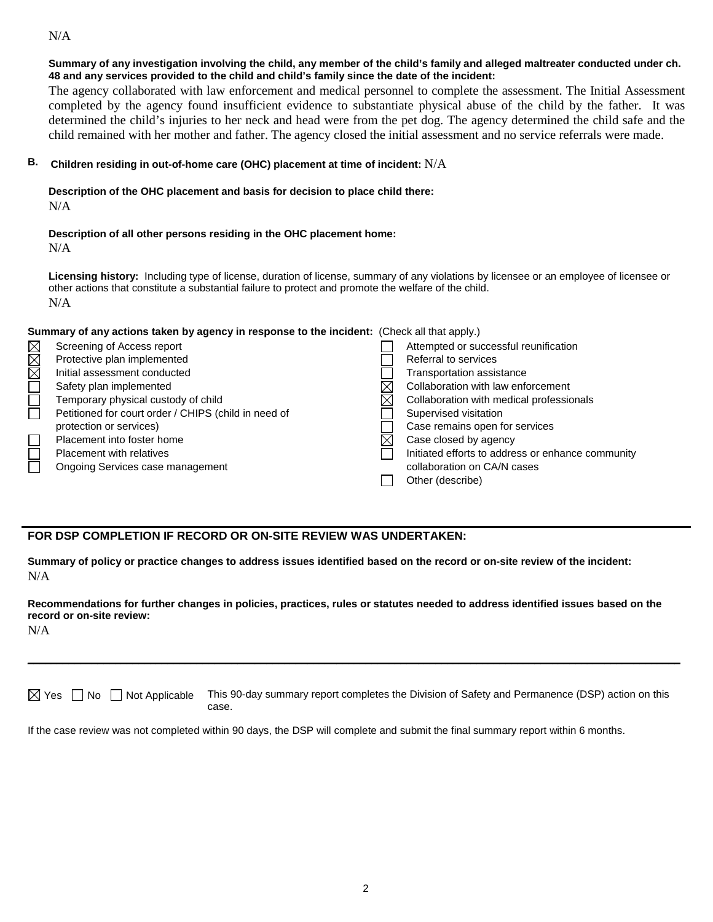N/A

**Summary of any investigation involving the child, any member of the child's family and alleged maltreater conducted under ch. 48 and any services provided to the child and child's family since the date of the incident:**

The agency collaborated with law enforcement and medical personnel to complete the assessment. The Initial Assessment completed by the agency found insufficient evidence to substantiate physical abuse of the child by the father. It was determined the child's injuries to her neck and head were from the pet dog. The agency determined the child safe and the child remained with her mother and father. The agency closed the initial assessment and no service referrals were made.

**B. Children residing in out-of-home care (OHC) placement at time of incident:** N/A

**Description of the OHC placement and basis for decision to place child there:**
N/A

**Description of all other persons residing in the OHC placement home:**
N/A

**Licensing history:** Including type of license, duration of license, summary of any violations by licensee or an employee of licensee or other actions that constitute a substantial failure to protect and promote the welfare of the child.
N/A

**Summary of any actions taken by agency in response to the incident:** (Check all that apply.)

- ☒ Screening of Access report
- ☒ Protective plan implemented
- ☒ Initial assessment conducted
- ☐ Safety plan implemented
- ☐ Temporary physical custody of child
- ☐ Petitioned for court order / CHIPS (child in need of protection or services)
- ☐ Placement into foster home
- ☐ Placement with relatives
- ☐ Ongoing Services case management
- ☐ Attempted or successful reunification
- ☐ Referral to services
- ☐ Transportation assistance
- ☒ Collaboration with law enforcement
- ☒ Collaboration with medical professionals
- ☐ Supervised visitation
- ☐ Case remains open for services
- ☒ Case closed by agency
- ☐ Initiated efforts to address or enhance community collaboration on CA/N cases
- ☐ Other (describe)

## FOR DSP COMPLETION IF RECORD OR ON-SITE REVIEW WAS UNDERTAKEN:

**Summary of policy or practice changes to address issues identified based on the record or on-site review of the incident:**
N/A

**Recommendations for further changes in policies, practices, rules or statutes needed to address identified issues based on the record or on-site review:**
N/A

---

☒ Yes ☐ No ☐ Not Applicable This 90-day summary report completes the Division of Safety and Permanence (DSP) action on this case.

If the case review was not completed within 90 days, the DSP will complete and submit the final summary report within 6 months.